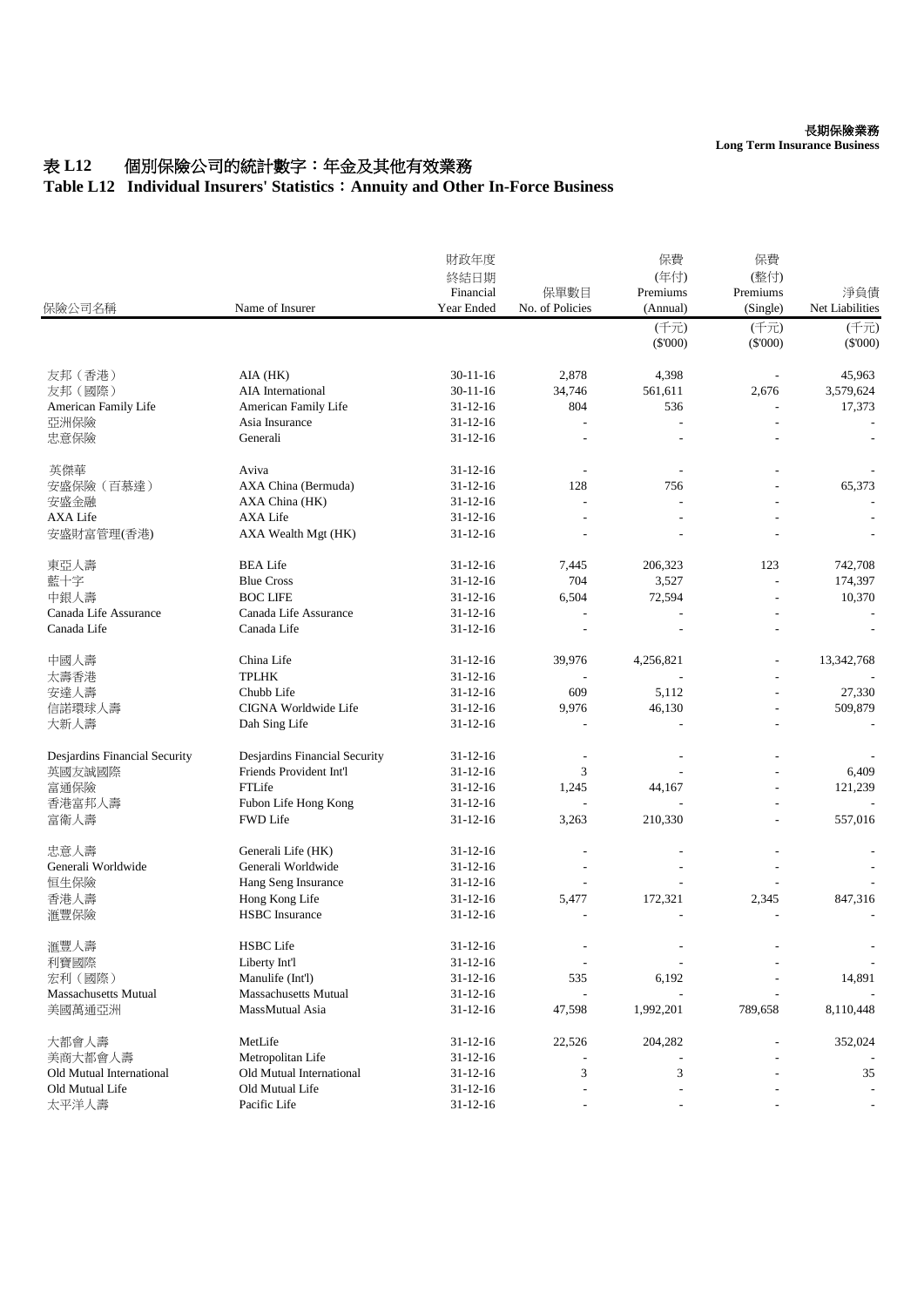**長期保險業務**
**Long Term Insurance Business**

# 表 L12　個別保險公司的統計數字：年金及其他有效業務
# Table L12　Individual Insurers' Statistics：Annuity and Other In-Force Business

| 保險公司名稱 | Name of Insurer | 財政年度終結日期 Financial Year Ended | 保單數目 No. of Policies | 保費 (年付) Premiums (Annual) | 保費 (整付) Premiums (Single) | 淨負債 Net Liabilities |
|---|---|---|---|---|---|---|
| | | | | (千元) ($'000) | (千元) ($'000) | (千元) ($'000) |
| 友邦（香港） | AIA (HK) | 30-11-16 | 2,878 | 4,398 | - | 45,963 |
| 友邦（國際） | AIA International | 30-11-16 | 34,746 | 561,611 | 2,676 | 3,579,624 |
| American Family Life | American Family Life | 31-12-16 | 804 | 536 | - | 17,373 |
| 亞洲保險 | Asia Insurance | 31-12-16 | - | - | - | - |
| 忠意保險 | Generali | 31-12-16 | - | - | - | - |
| 英傑華 | Aviva | 31-12-16 | - | - | - | - |
| 安盛保險（百慕達） | AXA China (Bermuda) | 31-12-16 | 128 | 756 | - | 65,373 |
| 安盛金融 | AXA China (HK) | 31-12-16 | - | - | - | - |
| AXA Life | AXA Life | 31-12-16 | - | - | - | - |
| 安盛財富管理(香港) | AXA Wealth Mgt (HK) | 31-12-16 | - | - | - | - |
| 東亞人壽 | BEA Life | 31-12-16 | 7,445 | 206,323 | 123 | 742,708 |
| 藍十字 | Blue Cross | 31-12-16 | 704 | 3,527 | - | 174,397 |
| 中銀人壽 | BOC LIFE | 31-12-16 | 6,504 | 72,594 | - | 10,370 |
| Canada Life Assurance | Canada Life Assurance | 31-12-16 | - | - | - | - |
| Canada Life | Canada Life | 31-12-16 | - | - | - | - |
| 中國人壽 | China Life | 31-12-16 | 39,976 | 4,256,821 | - | 13,342,768 |
| 太壽香港 | TPLHK | 31-12-16 | - | - | - | - |
| 安達人壽 | Chubb Life | 31-12-16 | 609 | 5,112 | - | 27,330 |
| 信諾環球人壽 | CIGNA Worldwide Life | 31-12-16 | 9,976 | 46,130 | - | 509,879 |
| 大新人壽 | Dah Sing Life | 31-12-16 | - | - | - | - |
| Desjardins Financial Security | Desjardins Financial Security | 31-12-16 | - | - | - | - |
| 英國友誠國際 | Friends Provident Int'l | 31-12-16 | 3 | - | - | 6,409 |
| 富通保險 | FTLife | 31-12-16 | 1,245 | 44,167 | - | 121,239 |
| 香港富邦人壽 | Fubon Life Hong Kong | 31-12-16 | - | - | - | - |
| 富衛人壽 | FWD Life | 31-12-16 | 3,263 | 210,330 | - | 557,016 |
| 忠意人壽 | Generali Life (HK) | 31-12-16 | - | - | - | - |
| Generali Worldwide | Generali Worldwide | 31-12-16 | - | - | - | - |
| 恒生保險 | Hang Seng Insurance | 31-12-16 | - | - | - | - |
| 香港人壽 | Hong Kong Life | 31-12-16 | 5,477 | 172,321 | 2,345 | 847,316 |
| 滙豐保險 | HSBC Insurance | 31-12-16 | - | - | - | - |
| 滙豐人壽 | HSBC Life | 31-12-16 | - | - | - | - |
| 利寶國際 | Liberty Int'l | 31-12-16 | - | - | - | - |
| 宏利（國際） | Manulife (Int'l) | 31-12-16 | 535 | 6,192 | - | 14,891 |
| Massachusetts Mutual | Massachusetts Mutual | 31-12-16 | - | - | - | - |
| 美國萬通亞洲 | MassMutual Asia | 31-12-16 | 47,598 | 1,992,201 | 789,658 | 8,110,448 |
| 大都會人壽 | MetLife | 31-12-16 | 22,526 | 204,282 | - | 352,024 |
| 美商大都會人壽 | Metropolitan Life | 31-12-16 | - | - | - | - |
| Old Mutual International | Old Mutual International | 31-12-16 | 3 | 3 | - | 35 |
| Old Mutual Life | Old Mutual Life | 31-12-16 | - | - | - | - |
| 太平洋人壽 | Pacific Life | 31-12-16 | - | - | - | - |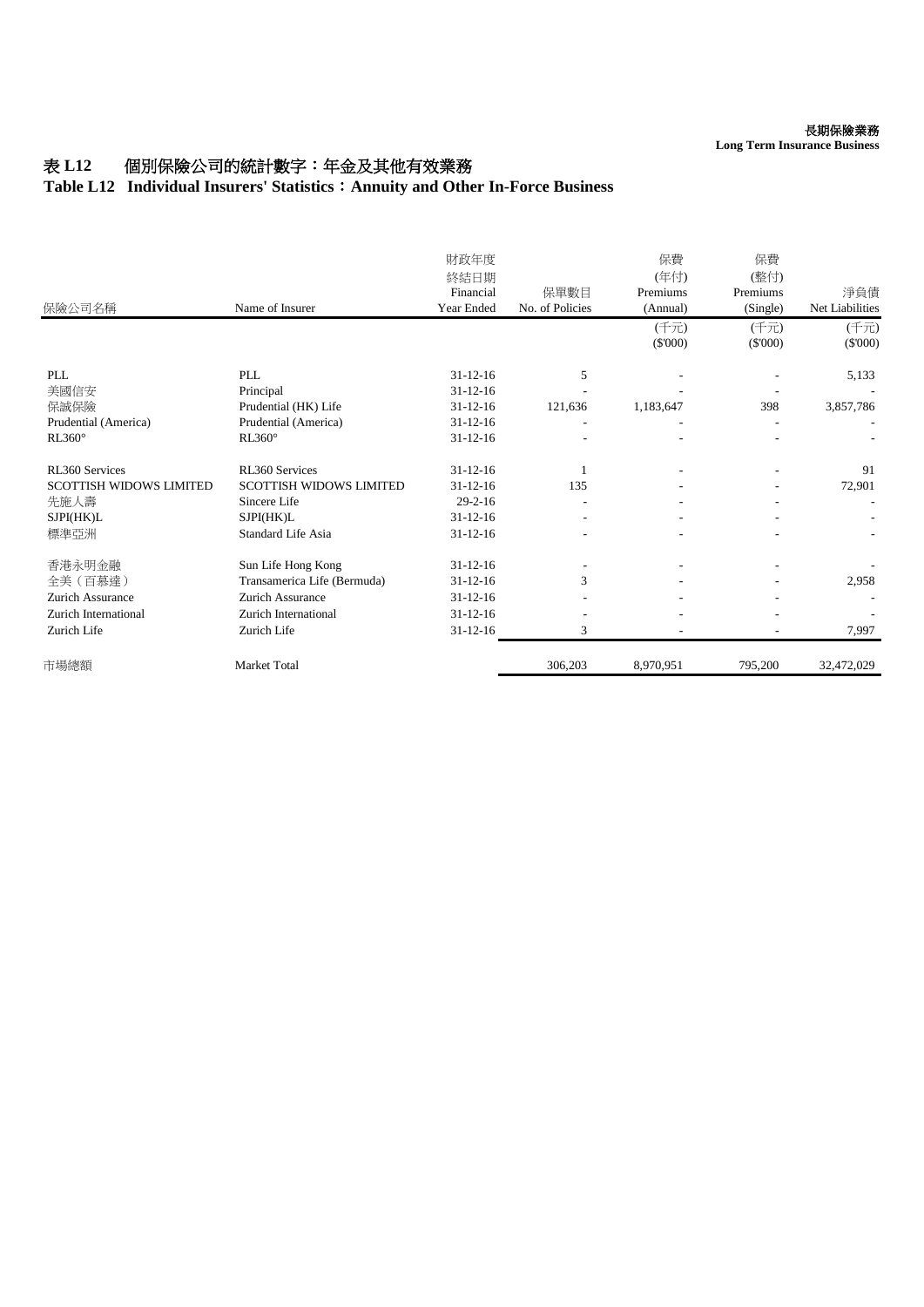**長期保險業務**
**Long Term Insurance Business**

# 表 L12 個別保險公司的統計數字：年金及其他有效業務
# Table L12 Individual Insurers' Statistics：Annuity and Other In-Force Business

| 保險公司名稱 | Name of Insurer | 財政年度終結日期 Financial Year Ended | 保單數目 No. of Policies | 保費(年付) Premiums (Annual) | 保費(整付) Premiums (Single) | 淨負債 Net Liabilities |
|---|---|---|---|---|---|---|
| | | | | (千元) ($'000) | (千元) ($'000) | (千元) ($'000) |
| PLL | PLL | 31-12-16 | 5 | - | - | 5,133 |
| 美國信安 | Principal | 31-12-16 | - | - | - | - |
| 保誠保險 | Prudential (HK) Life | 31-12-16 | 121,636 | 1,183,647 | 398 | 3,857,786 |
| Prudential (America) | Prudential (America) | 31-12-16 | - | - | - | - |
| RL360° | RL360° | 31-12-16 | - | - | - | - |
| RL360 Services | RL360 Services | 31-12-16 | 1 | - | - | 91 |
| SCOTTISH WIDOWS LIMITED | SCOTTISH WIDOWS LIMITED | 31-12-16 | 135 | - | - | 72,901 |
| 先施人壽 | Sincere Life | 29-2-16 | - | - | - | - |
| SJPI(HK)L | SJPI(HK)L | 31-12-16 | - | - | - | - |
| 標準亞洲 | Standard Life Asia | 31-12-16 | - | - | - | - |
| 香港永明金融 | Sun Life Hong Kong | 31-12-16 | - | - | - | - |
| 全美（百慕達） | Transamerica Life (Bermuda) | 31-12-16 | 3 | - | - | 2,958 |
| Zurich Assurance | Zurich Assurance | 31-12-16 | - | - | - | - |
| Zurich International | Zurich International | 31-12-16 | - | - | - | - |
| Zurich Life | Zurich Life | 31-12-16 | 3 | - | - | 7,997 |
| 市場總額 | Market Total | | 306,203 | 8,970,951 | 795,200 | 32,472,029 |